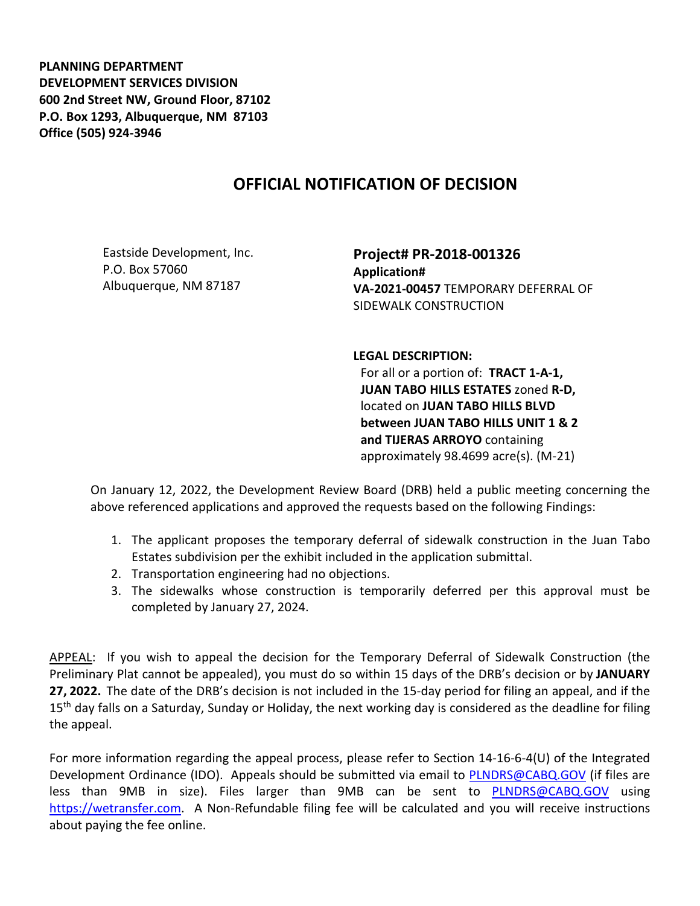**PLANNING DEPARTMENT**
**DEVELOPMENT SERVICES DIVISION**
**600 2nd Street NW, Ground Floor, 87102**
**P.O. Box 1293, Albuquerque, NM 87103**
**Office (505) 924-3946**

# OFFICIAL NOTIFICATION OF DECISION

Eastside Development, Inc.
P.O. Box 57060
Albuquerque, NM 87187

**Project# PR-2018-001326**
**Application#**
**VA-2021-00457** TEMPORARY DEFERRAL OF SIDEWALK CONSTRUCTION

**LEGAL DESCRIPTION:**
For all or a portion of: **TRACT 1-A-1, JUAN TABO HILLS ESTATES** zoned **R-D,** located on **JUAN TABO HILLS BLVD between JUAN TABO HILLS UNIT 1 & 2 and TIJERAS ARROYO** containing approximately 98.4699 acre(s). (M-21)

On January 12, 2022, the Development Review Board (DRB) held a public meeting concerning the above referenced applications and approved the requests based on the following Findings:

1. The applicant proposes the temporary deferral of sidewalk construction in the Juan Tabo Estates subdivision per the exhibit included in the application submittal.
2. Transportation engineering had no objections.
3. The sidewalks whose construction is temporarily deferred per this approval must be completed by January 27, 2024.

APPEAL: If you wish to appeal the decision for the Temporary Deferral of Sidewalk Construction (the Preliminary Plat cannot be appealed), you must do so within 15 days of the DRB's decision or by **JANUARY 27, 2022.** The date of the DRB's decision is not included in the 15-day period for filing an appeal, and if the 15th day falls on a Saturday, Sunday or Holiday, the next working day is considered as the deadline for filing the appeal.

For more information regarding the appeal process, please refer to Section 14-16-6-4(U) of the Integrated Development Ordinance (IDO). Appeals should be submitted via email to PLNDRS@CABQ.GOV (if files are less than 9MB in size). Files larger than 9MB can be sent to PLNDRS@CABQ.GOV using https://wetransfer.com. A Non-Refundable filing fee will be calculated and you will receive instructions about paying the fee online.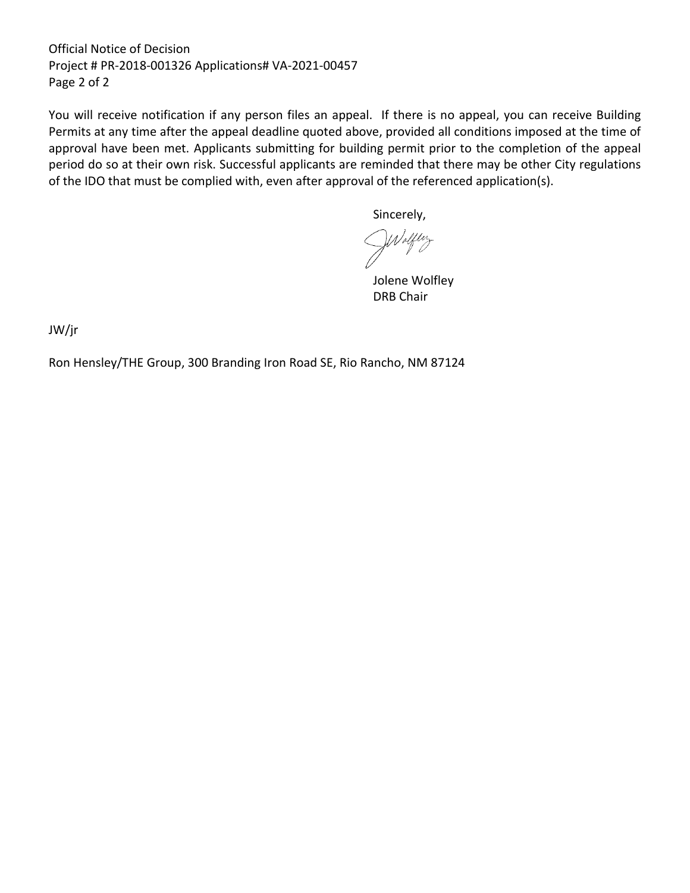You will receive notification if any person files an appeal. If there is no appeal, you can receive Building Permits at any time after the appeal deadline quoted above, provided all conditions imposed at the time of approval have been met. Applicants submitting for building permit prior to the completion of the appeal period do so at their own risk. Successful applicants are reminded that there may be other City regulations of the IDO that must be complied with, even after approval of the referenced application(s).

Sincerely,

JWolfley

Jolene Wolfley
DRB Chair

JW/jr

Ron Hensley/THE Group, 300 Branding Iron Road SE, Rio Rancho, NM 87124